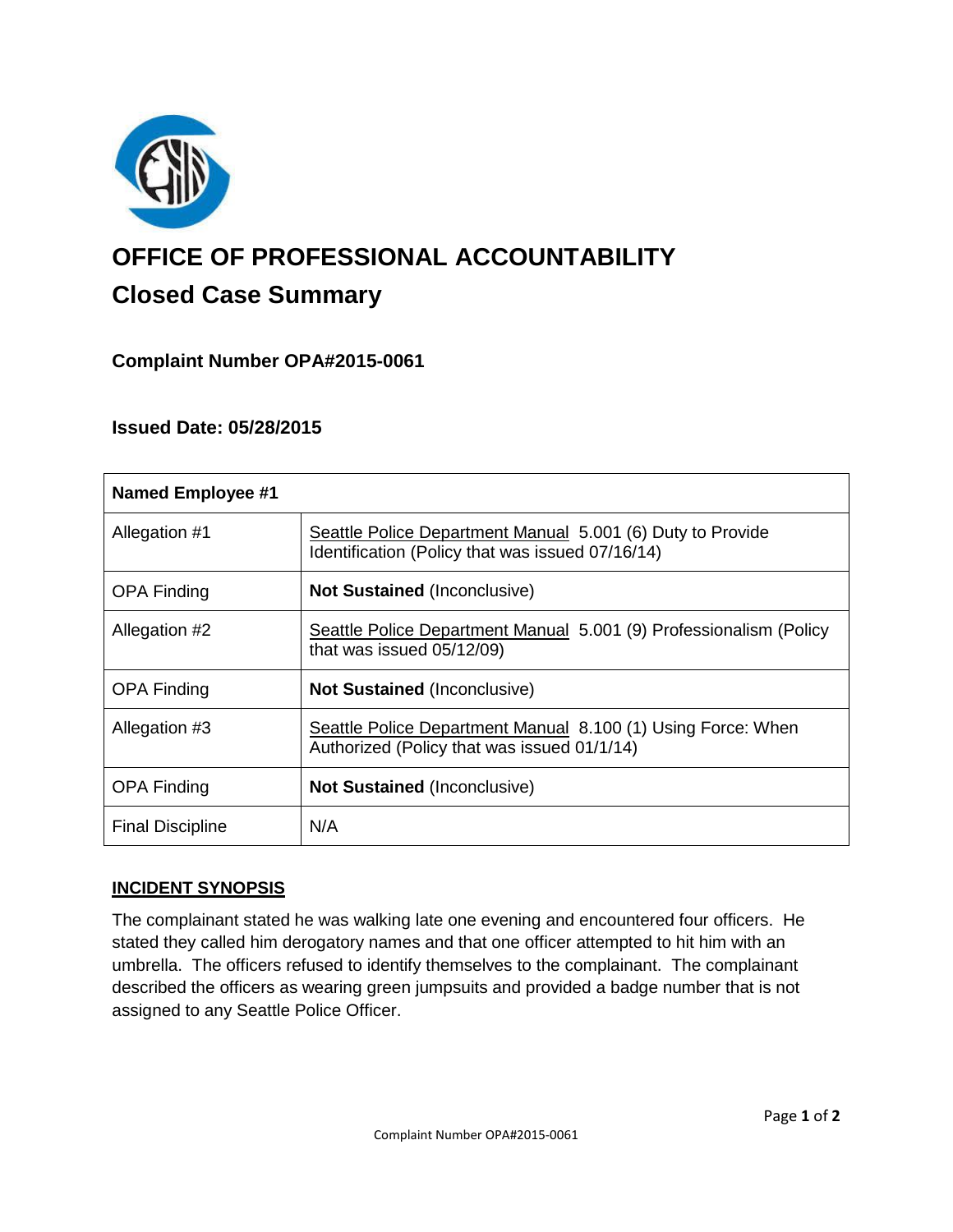# OFFICE OF PROFESSIONAL ACCOUNTABILITY

## Closed Case Summary

### Complaint Number OPA#2015-0061

### Issued Date: 05/28/2015

| Named Employee #1 | |
|---|---|
| Allegation #1 | Seattle Police Department Manual 5.001 (6) Duty to Provide Identification (Policy that was issued 07/16/14) |
| OPA Finding | **Not Sustained** (Inconclusive) |
| Allegation #2 | Seattle Police Department Manual 5.001 (9) Professionalism (Policy that was issued 05/12/09) |
| OPA Finding | **Not Sustained** (Inconclusive) |
| Allegation #3 | Seattle Police Department Manual 8.100 (1) Using Force: When Authorized (Policy that was issued 01/1/14) |
| OPA Finding | **Not Sustained** (Inconclusive) |
| Final Discipline | N/A |

**INCIDENT SYNOPSIS**

The complainant stated he was walking late one evening and encountered four officers. He stated they called him derogatory names and that one officer attempted to hit him with an umbrella. The officers refused to identify themselves to the complainant. The complainant described the officers as wearing green jumpsuits and provided a badge number that is not assigned to any Seattle Police Officer.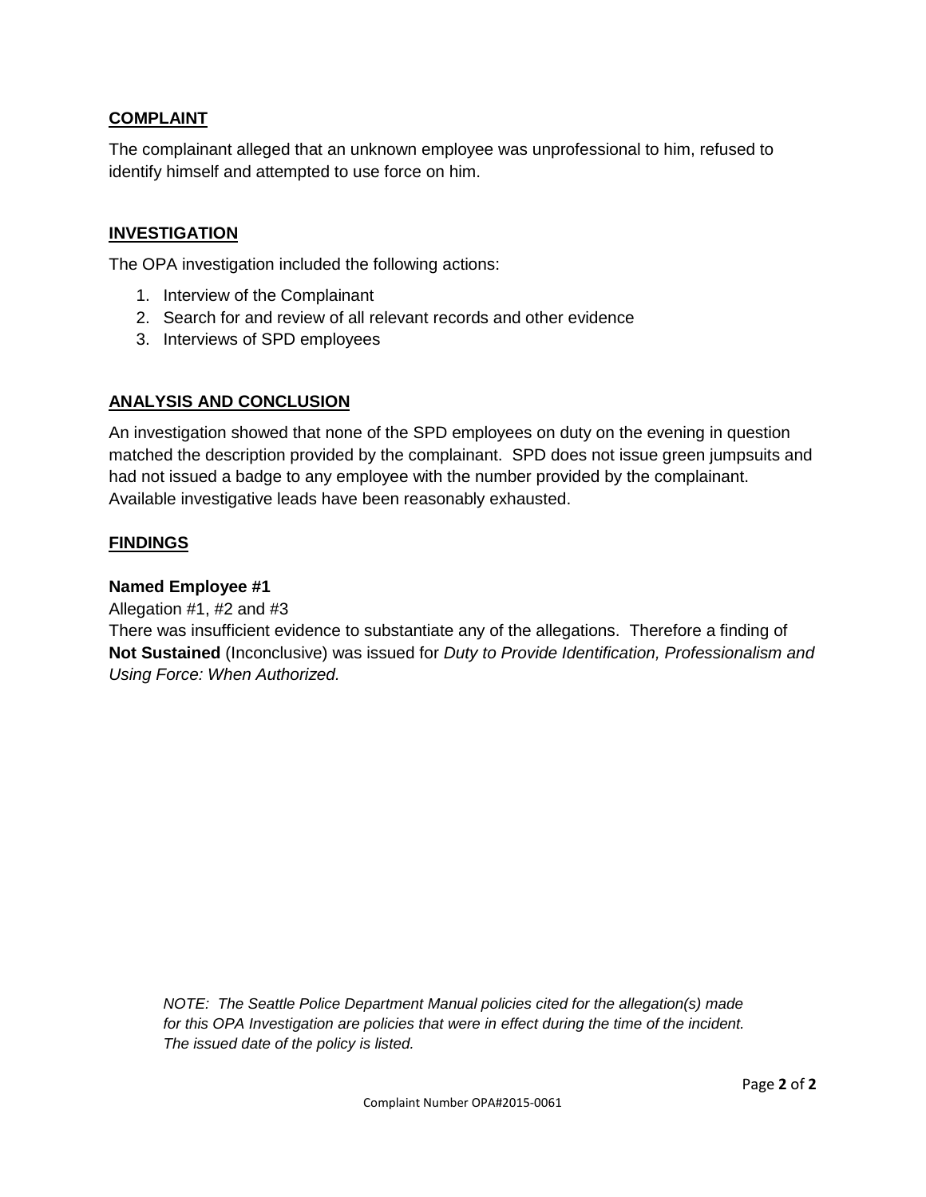## COMPLAINT

The complainant alleged that an unknown employee was unprofessional to him, refused to identify himself and attempted to use force on him.

## INVESTIGATION

The OPA investigation included the following actions:

1. Interview of the Complainant
2. Search for and review of all relevant records and other evidence
3. Interviews of SPD employees

## ANALYSIS AND CONCLUSION

An investigation showed that none of the SPD employees on duty on the evening in question matched the description provided by the complainant. SPD does not issue green jumpsuits and had not issued a badge to any employee with the number provided by the complainant. Available investigative leads have been reasonably exhausted.

## FINDINGS

**Named Employee #1**

Allegation #1, #2 and #3

There was insufficient evidence to substantiate any of the allegations. Therefore a finding of **Not Sustained** (Inconclusive) was issued for *Duty to Provide Identification, Professionalism and Using Force: When Authorized.*

*NOTE: The Seattle Police Department Manual policies cited for the allegation(s) made for this OPA Investigation are policies that were in effect during the time of the incident. The issued date of the policy is listed.*

Complaint Number OPA#2015-0061